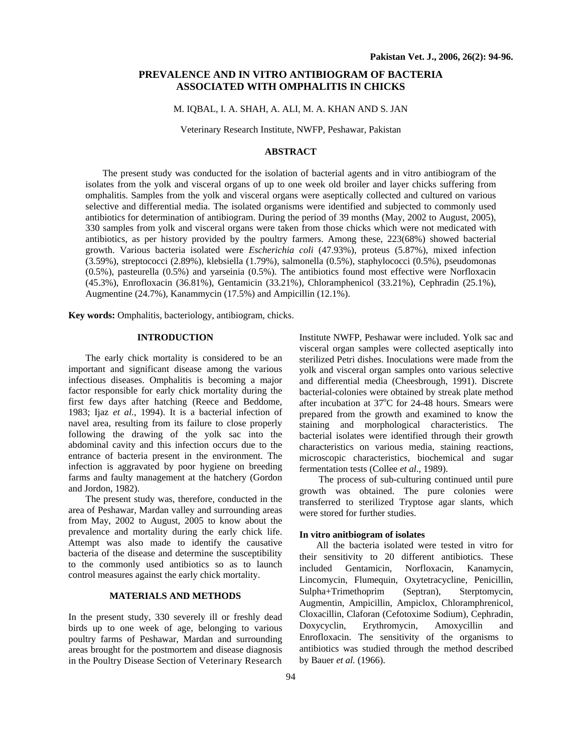# PREVALENCE AND IN VITRO ANTIBIOGRAM OF BACTERIA ASSOCIATED WITH OMPHALITIS IN CHICKS

M. IQBAL, I. A. SHAH, A. ALI, M. A. KHAN AND S. JAN

Veterinary Research Institute, NWFP, Peshawar, Pakistan

## ABSTRACT

The present study was conducted for the isolation of bacterial agents and in vitro antibiogram of the isolates from the yolk and visceral organs of up to one week old broiler and layer chicks suffering from omphalitis. Samples from the yolk and visceral organs were aseptically collected and cultured on various selective and differential media. The isolated organisms were identified and subjected to commonly used antibiotics for determination of antibiogram. During the period of 39 months (May, 2002 to August, 2005), 330 samples from yolk and visceral organs were taken from those chicks which were not medicated with antibiotics, as per history provided by the poultry farmers. Among these, 223(68%) showed bacterial growth. Various bacteria isolated were *Escherichia coli* (47.93%), proteus (5.87%), mixed infection (3.59%), streptococci (2.89%), klebsiella (1.79%), salmonella (0.5%), staphylococci (0.5%), pseudomonas (0.5%), pasteurella (0.5%) and yarseinia (0.5%). The antibiotics found most effective were Norfloxacin (45.3%), Enrofloxacin (36.81%), Gentamicin (33.21%), Chloramphenicol (33.21%), Cephradin (25.1%), Augmentine (24.7%), Kanammycin (17.5%) and Ampicillin (12.1%).

**Key words:** Omphalitis, bacteriology, antibiogram, chicks.

## INTRODUCTION

The early chick mortality is considered to be an important and significant disease among the various infectious diseases. Omphalitis is becoming a major factor responsible for early chick mortality during the first few days after hatching (Reece and Beddome, 1983; Ijaz *et al.*, 1994). It is a bacterial infection of navel area, resulting from its failure to close properly following the drawing of the yolk sac into the abdominal cavity and this infection occurs due to the entrance of bacteria present in the environment. The infection is aggravated by poor hygiene on breeding farms and faulty management at the hatchery (Gordon and Jordon, 1982).

The present study was, therefore, conducted in the area of Peshawar, Mardan valley and surrounding areas from May, 2002 to August, 2005 to know about the prevalence and mortality during the early chick life. Attempt was also made to identify the causative bacteria of the disease and determine the susceptibility to the commonly used antibiotics so as to launch control measures against the early chick mortality.

## MATERIALS AND METHODS

In the present study, 330 severely ill or freshly dead birds up to one week of age, belonging to various poultry farms of Peshawar, Mardan and surrounding areas brought for the postmortem and disease diagnosis in the Poultry Disease Section of Veterinary Research Institute NWFP, Peshawar were included. Yolk sac and visceral organ samples were collected aseptically into sterilized Petri dishes. Inoculations were made from the yolk and visceral organ samples onto various selective and differential media (Cheesbrough, 1991). Discrete bacterial-colonies were obtained by streak plate method after incubation at 37$^{o}$C for 24-48 hours. Smears were prepared from the growth and examined to know the staining and morphological characteristics. The bacterial isolates were identified through their growth characteristics on various media, staining reactions, microscopic characteristics, biochemical and sugar fermentation tests (Collee *et al*., 1989).

The process of sub-culturing continued until pure growth was obtained. The pure colonies were transferred to sterilized Tryptose agar slants, which were stored for further studies.

### In vitro anitbiogram of isolates

All the bacteria isolated were tested in vitro for their sensitivity to 20 different antibiotics. These included Gentamicin, Norfloxacin, Kanamycin, Lincomycin, Flumequin, Oxytetracycline, Penicillin, Sulpha+Trimethoprim (Septran), Sterptomycin, Augmentin, Ampicillin, Ampiclox, Chloramphrenicol, Cloxacillin, Claforan (Cefotoxime Sodium), Cephradin, Doxycyclin, Erythromycin, Amoxycillin and Enrofloxacin. The sensitivity of the organisms to antibiotics was studied through the method described by Bauer *et al.* (1966).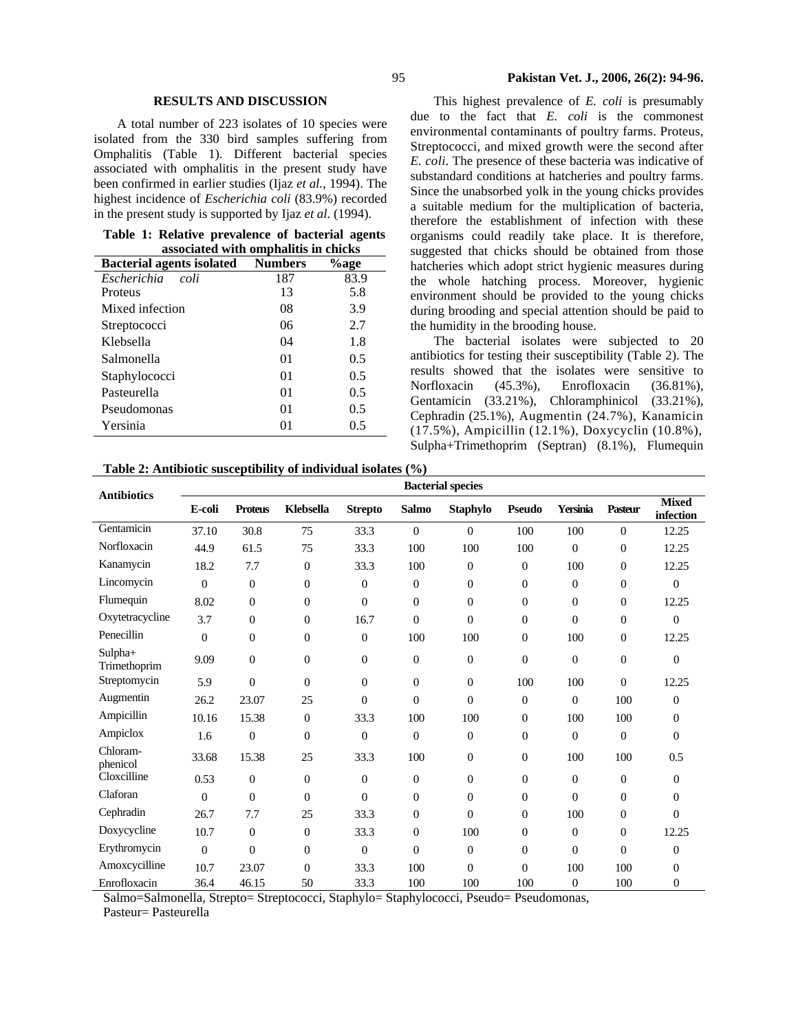## RESULTS AND DISCUSSION

A total number of 223 isolates of 10 species were isolated from the 330 bird samples suffering from Omphalitis (Table 1). Different bacterial species associated with omphalitis in the present study have been confirmed in earlier studies (Ijaz *et al.,* 1994). The highest incidence of *Escherichia coli* (83.9%) recorded in the present study is supported by Ijaz *et al*. (1994).

**Table 1: Relative prevalence of bacterial agents associated with omphalitis in chicks**

| Bacterial agents isolated | Numbers | %age |
|---|---|---|
| *Escherichia coli* | 187 | 83.9 |
| Proteus | 13 | 5.8 |
| Mixed infection | 08 | 3.9 |
| Streptococci | 06 | 2.7 |
| Klebsella | 04 | 1.8 |
| Salmonella | 01 | 0.5 |
| Staphylococci | 01 | 0.5 |
| Pasteurella | 01 | 0.5 |
| Pseudomonas | 01 | 0.5 |
| Yersinia | 01 | 0.5 |

This highest prevalence of *E. coli* is presumably due to the fact that *E. coli* is the commonest environmental contaminants of poultry farms. Proteus, Streptococci, and mixed growth were the second after *E. coli*. The presence of these bacteria was indicative of substandard conditions at hatcheries and poultry farms. Since the unabsorbed yolk in the young chicks provides a suitable medium for the multiplication of bacteria, therefore the establishment of infection with these organisms could readily take place. It is therefore, suggested that chicks should be obtained from those hatcheries which adopt strict hygienic measures during the whole hatching process. Moreover, hygienic environment should be provided to the young chicks during brooding and special attention should be paid to the humidity in the brooding house.

The bacterial isolates were subjected to 20 antibiotics for testing their susceptibility (Table 2). The results showed that the isolates were sensitive to Norfloxacin (45.3%), Enrofloxacin (36.81%), Gentamicin (33.21%), Chloramphinicol (33.21%), Cephradin (25.1%), Augmentin (24.7%), Kanamicin (17.5%), Ampicillin (12.1%), Doxycyclin (10.8%), Sulpha+Trimethoprim (Septran) (8.1%), Flumequin

**Table 2: Antibiotic susceptibility of individual isolates (%)**

| Antibiotics | Bacterial species | | | | | | | | | |
|---|---|---|---|---|---|---|---|---|---|---|
| | E-coli | Proteus | Klebsella | Strepto | Salmo | Staphylo | Pseudo | Yersinia | Pasteur | Mixed infection |
| Gentamicin | 37.10 | 30.8 | 75 | 33.3 | 0 | 0 | 100 | 100 | 0 | 12.25 |
| Norfloxacin | 44.9 | 61.5 | 75 | 33.3 | 100 | 100 | 100 | 0 | 0 | 12.25 |
| Kanamycin | 18.2 | 7.7 | 0 | 33.3 | 100 | 0 | 0 | 100 | 0 | 12.25 |
| Lincomycin | 0 | 0 | 0 | 0 | 0 | 0 | 0 | 0 | 0 | 0 |
| Flumequin | 8.02 | 0 | 0 | 0 | 0 | 0 | 0 | 0 | 0 | 12.25 |
| Oxytetracycline | 3.7 | 0 | 0 | 16.7 | 0 | 0 | 0 | 0 | 0 | 0 |
| Penecillin | 0 | 0 | 0 | 0 | 100 | 100 | 0 | 100 | 0 | 12.25 |
| Sulpha+ Trimethoprim | 9.09 | 0 | 0 | 0 | 0 | 0 | 0 | 0 | 0 | 0 |
| Streptomycin | 5.9 | 0 | 0 | 0 | 0 | 0 | 100 | 100 | 0 | 12.25 |
| Augmentin | 26.2 | 23.07 | 25 | 0 | 0 | 0 | 0 | 0 | 100 | 0 |
| Ampicillin | 10.16 | 15.38 | 0 | 33.3 | 100 | 100 | 0 | 100 | 100 | 0 |
| Ampiclox | 1.6 | 0 | 0 | 0 | 0 | 0 | 0 | 0 | 0 | 0 |
| Chloram-phenicol | 33.68 | 15.38 | 25 | 33.3 | 100 | 0 | 0 | 100 | 100 | 0.5 |
| Cloxcilline | 0.53 | 0 | 0 | 0 | 0 | 0 | 0 | 0 | 0 | 0 |
| Claforan | 0 | 0 | 0 | 0 | 0 | 0 | 0 | 0 | 0 | 0 |
| Cephradin | 26.7 | 7.7 | 25 | 33.3 | 0 | 0 | 0 | 100 | 0 | 0 |
| Doxycycline | 10.7 | 0 | 0 | 33.3 | 0 | 100 | 0 | 0 | 0 | 12.25 |
| Erythromycin | 0 | 0 | 0 | 0 | 0 | 0 | 0 | 0 | 0 | 0 |
| Amoxcycilline | 10.7 | 23.07 | 0 | 33.3 | 100 | 0 | 0 | 100 | 100 | 0 |
| Enrofloxacin | 36.4 | 46.15 | 50 | 33.3 | 100 | 100 | 100 | 0 | 100 | 0 |

Salmo=Salmonella, Strepto= Streptococci, Staphylo= Staphylococci, Pseudo= Pseudomonas, Pasteur= Pasteurella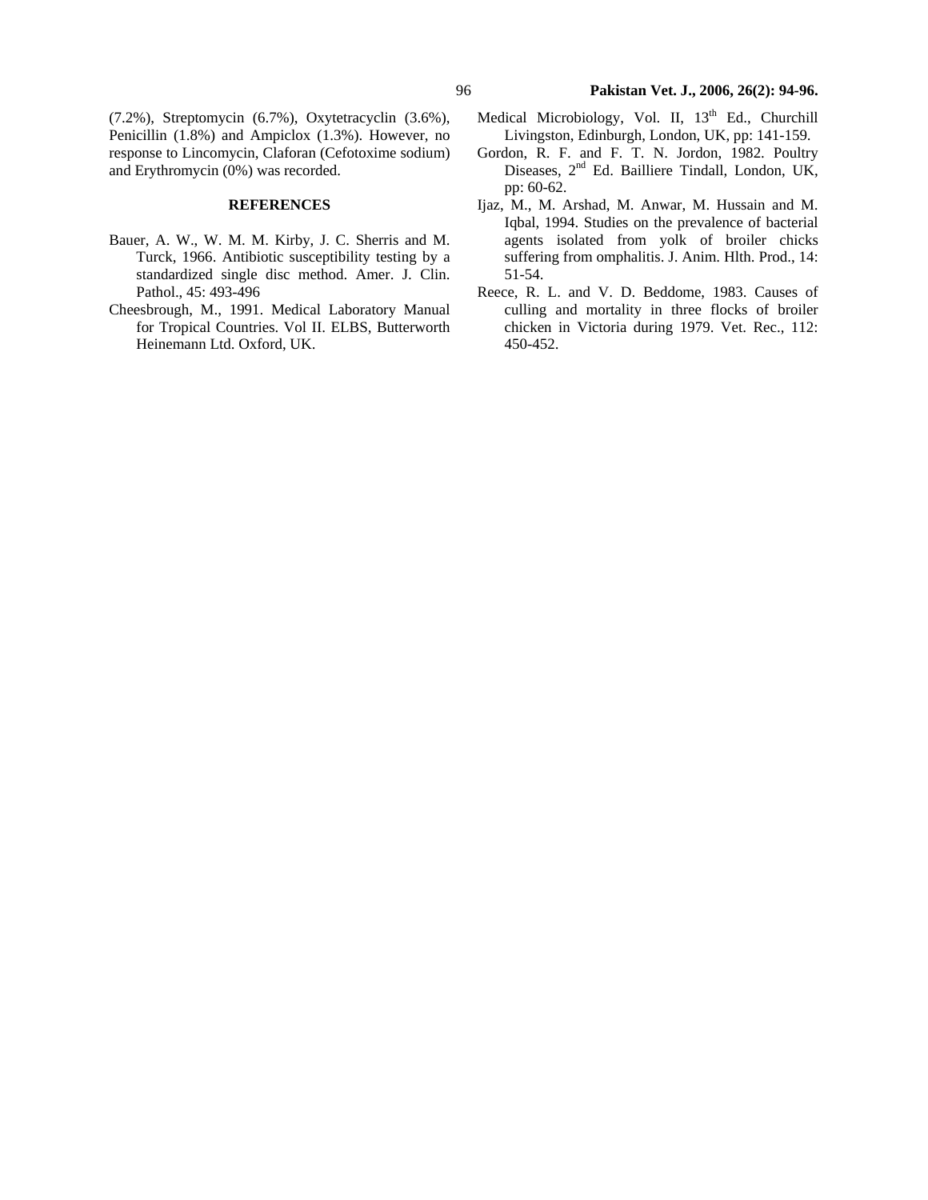(7.2%), Streptomycin (6.7%), Oxytetracyclin (3.6%), Penicillin (1.8%) and Ampiclox (1.3%). However, no response to Lincomycin, Claforan (Cefotoxime sodium) and Erythromycin (0%) was recorded.

## REFERENCES

Bauer, A. W., W. M. M. Kirby, J. C. Sherris and M. Turck, 1966. Antibiotic susceptibility testing by a standardized single disc method. Amer. J. Clin. Pathol., 45: 493-496

Cheesbrough, M., 1991. Medical Laboratory Manual for Tropical Countries. Vol II. ELBS, Butterworth Heinemann Ltd. Oxford, UK.

Medical Microbiology, Vol. II, 13th Ed., Churchill Livingston, Edinburgh, London, UK, pp: 141-159.

Gordon, R. F. and F. T. N. Jordon, 1982. Poultry Diseases, 2nd Ed. Bailliere Tindall, London, UK, pp: 60-62.

Ijaz, M., M. Arshad, M. Anwar, M. Hussain and M. Iqbal, 1994. Studies on the prevalence of bacterial agents isolated from yolk of broiler chicks suffering from omphalitis. J. Anim. Hlth. Prod., 14: 51-54.

Reece, R. L. and V. D. Beddome, 1983. Causes of culling and mortality in three flocks of broiler chicken in Victoria during 1979. Vet. Rec., 112: 450-452.